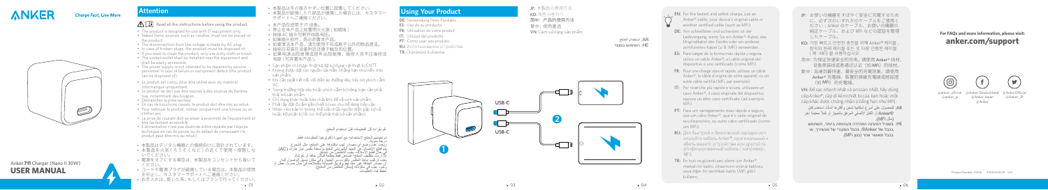ANKER

Charge Fast, Live More

Anker 711 Charger (Nano II 30W)

# USER MANUAL

## Attention

⚠ Read all the instructions before using the product.

- The product is designed for use with IT equipment only.
- Naked flame sources, such as candles, must not be placed on the product.
- The disconnection from the line voltage is made by AC plug.
- In case of broken plugs, the product must be disposed of.
- If you want to clean the product, only use a dry cloth or brush.
- The socket-outlet shall be installed near the equipment and shall be easily accessible.
- The power supply is not intended to be repaired by service personnel in case of failure or component defect (the product can be disposed of).

- Le produit est conçu pour être utilisé avec du matériel informatique uniquement.
- Le produit ne doit pas être exposé à des sources de flamme nue, notamment des bougies.
- Débrancher la prise secteur.
- En cas de bouchons cassés, le produit doit être mis au rebut.
- Pour nettoyer le produit, utiliser uniquement une brosse ou un chiffon sec.
- La prise de courant doit se situer à proximité de l'équipement et être facilement accessible.
- L'alimentation n'est pas destinée à être réparée par l'équipe technique en cas de panne ou de défaut du composant (le produit peut être mis au rebut).

- 本製品はデジタル機器との接続向けに設計されています。
- 本製品を火気（ろうそくなど）の近くで使用・保管しないでください。
- 電源をオフにする場合は、本製品をコンセントから抜いてください。
- コードや電源プラグが破損している場合は、本製品の使用を中止し、カスタマーサポートへご連絡ください。
- お手入れは、乾いた布、もしくはブラシで行ってください。
- 本製品は手の届きやすい位置に設置してください。
- 本製品が破損した場合や部品の故障した場合には、カスタマーサポートへご連絡ください。

- 本产品仅适用于 IT 设备。
- 禁止在本产品上放置明火源（如蜡烛）
- 拔掉 AC 插头可断开线路电压。
- 如果插头损坏，则必须丢弃本产品。
- 如果要清洁本产品，请仅使用干布或刷子以外的物品清洁。
- 插座应安装在设备附近且便于轻松访问。
- 如果电源出现故障或组件出现故障，维修人员不应维修该电源（可将本产品丢弃）。

- Sản phẩm chỉ được thiết kế để sử dụng với thiết bị CNTT.
- Không được đặt các nguồn lửa trần, chẳng hạn như nến, trên sản phẩm.
- Khi cần ngắt kết nối với điện áp đường dây, hãy rút phích cắm AC.
- Trong trường hợp dây hoặc phích cắm bị hỏng, bạn cần phải thải bỏ sản phẩm.
- Chỉ dùng khăn hoặc bàn chải khô để vệ sinh sản phẩm.
- Phải lắp đặt ổ cắm gần thiết bị sao cho dễ dàng tiếp cận.
- Nhân viên bảo trì không thể sửa chữa nguồn điện gặp sự cố hoặc bộ phận bị lỗi (có thể phải thải bỏ sản phẩm).

تم إعداد هذه التعليمات قبل استخدام المنتج.

- تم تصميم المنتج لاستخدامه مع أجهزة تكنولوجيا المعلومات فقط.
- لا ينبغي وضع مصادر لهب مكشوفة على المنتج مثل الشموع.
- يتم قطع الاتصال عن خط الجهد الكهربائي بواسطة قابس التيار المتردد (AC).
- في حالة كسر القابس، يجب التخلص من المنتج.
- إذا كنت ترغب في تنظيف المنتج، فاستخدم فقط قطعة قماش أو فرشاة جافة.
- يجب تركيب مأخذ التيار الكهربائي بالقرب من الجهاز ويكون سهل الوصول إليه.
- مصدر الطاقة غير معد لإصلاحه من قبل موظفي الخدمة في حالة حدوث عطل أو عيب في المكون (يمكن التخلص من المنتج).

## Using Your Product

DE: Verwendung Ihres Produkts
ES: Uso de su producto
FR: Utilisation de votre produit
IT: Utilizzo del prodotto
PT: Como usar seu produto
RU: Использование устройства
TR: Ürününüzü Kullanma

JP: 本製品の使用方法
KO: 제품 사용하기
简中: 产品的使用方法
繁中: 使用產品
VN: Cách sử dụng sản phẩm

AR: استخدام المنتج
HE: השימוש במוצר

USB-C

USB-C

EN: For the fastest and safest charge, use an Anker® cable, your device's original cable or another certified cable (such as MFi).

DE: Am schnellsten und sichersten ist der Ladevorgang, wenn Sie ein Anker®-Kabel, das Originalkabel des Geräts oder ein anderes zertifiziertes Kabel (z. B. MFi) verwenden.

ES: Para cargar de la forma más rápida y segura, utilice un cable Anker®, el cable original del dispositivo u otro certificado (como MFi).

FR: Pour une charge sûre et rapide, utilisez un câble Anker®, le câble d'origine de votre appareil, ou un autre câble certifié (MFi, par exemple).

IT: Per ricariche più rapide e sicure, utilizzare un cavo Anker®, il cavo originale del dispositivo oppure un altro cavo certificato (ad esempio un MFi).

PT: Para um carregamento mais rápido e seguro, use um cabo Anker®, use o cabo original do seu dispositivo, ou outro cabo certificado (como um MFi).

RU: Для быстрой и безопасной зарядки используйте кабель Anker®, оригинальный кабель вашего устройства или другой сертифицированный кабель (например, MFi).

TR: En hızlı ve güvenli şarj işlemi için Anker® markalı bir kablo, cihazınızın orijinal kablosu veya diğer bir sertifikalı kablo (MFi gibi) kullanın.

JP: お使いの機器をすばやく安全に充電するために、必ず次のいずれかのケーブルをご使用ください：Anker のケーブル、お使いの機器の純正ケーブル、およびMFi などの認証を取得したケーブル。

KO: 가장 빠르고 안전한 충전을 위해 Anker® 케이블, 장치의 원래 케이블 또는 다른 인증된 케이블(예: MFi)을 사용하십시오.

简中: 为確保快速安全的充電，請使用 Anker® 线材、设备原装线或者通过认证（如 MFi）的线材。

繁中: 為達到最快速、最安全的充電效果，請使用 Anker® 充電線、裝置的原廠充電線或經認證（如 MFi）的充電線。

VN: Để sạc nhanh nhất và an toàn nhất, hãy dùng cáp Anker®, cáp đi kèm thiết bị của bạn hoặc một cáp khác được chứng nhận (chẳng hạn như MFi).

AR: للحصول على أسرع شحن وأكثرها أمانًا، استخدم كابل Anker® أو الكابل الأصلي لجهازك أو كابل معتمد آخر (مثل MFi).

HE: כדי להבטיח טעינה מהירה ובטוחה ביותר, השתמשו בכבל של Anker®, בכבל המקורי של המכשיר, או בכבל מאושר אחר (כגון MFi).

For FAQs and more information, please visit:
**anker.com/support**

@anker_official @anker_jp | @Anker Deutschland @Anker Japan @Anker | @AnkerOfficial @Anker_JP

Product Number: A2146 51005002078 V01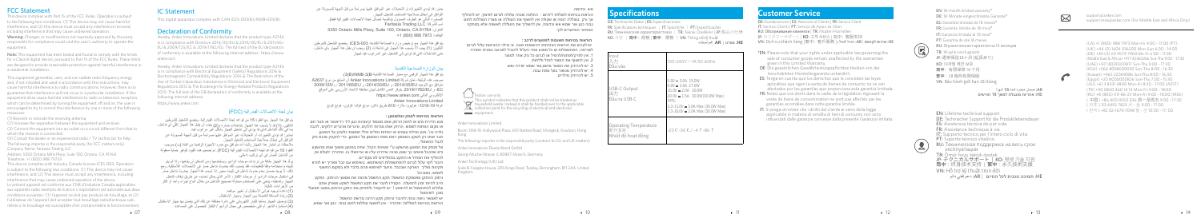# FCC Statement

This device complies with Part 15 of the FCC Rules. Operation is subject to the following two conditions: (1) This device may not cause harmful interference, and (2) this device must accept any interference received, including interference that may cause undesired operation.

**Warning:** Changes or modifications not expressly approved by the party responsible for compliance could void the user's authority to operate the equipment.

**Note:** This equipment has been tested and found to comply with the limits for a Class B digital device, pursuant to part 15 of the FCC Rules. These limits are designed to provide reasonable protection against harmful interference in a residential installation.

This equipment generates, uses, and can radiate radio frequency energy and, if not installed and used in accordance with the instructions, may cause harmful interference to radio communications. However, there is no guarantee that interference will not occur in a particular installation. If this equipment does cause harmful interference to radio or television reception, which can be determined by turning the equipment off and on, the user is encouraged to try to correct the interference by one or more of the following measures:

(1) Reorient or relocate the receiving antenna.
(2) Increase the separation between the equipment and receiver.
(3) Connect the equipment into an outlet on a circuit different from that to which the receiver is connected.
(4) Consult the dealer or an experienced radio / TV technician for help.

The following shall be the responsible party (for FCC matters only): Company Name: Fantasia Trading LLC
Address: 5350 Ontario Mills Pkwy, Suite 100, Ontario, CA 91764
Telephone: +1 (800) 988 7973

This device complies with Industry Canada license-exempt RSS standard(s). Operation is subject to the following two conditions: (1) this device may not cause interference, and (2) this device must accept any interference, including interference that may cause undesired operation of the device.

Le présent appareil est conforme aux CNR d'Industrie Canada applicables aux appareils radio exempts de licence. L'exploitation est autorisée aux deux conditions suivantes : (1) l'appareil ne doit pas produire de brouillage, et (2) l'utilisateur de l'appareil doit accepter tout brouillage radioélectrique subi, même si le brouillage est susceptible d'en compromettre le fonctionnement.

# IC Statement

This digital apparatus complies with CAN ICES-003(B)/NMB-003(B).

# Declaration of Conformity

Hereby, Anker Innovations Limited declares that the product type A2636 is in compliance with Directive 2014/35/EU & 2014/30/EU & 2009/125/EC & 2009/125/EC & 2019/1782/EU. The full text of the EU declaration of conformity is available at the following internet address: www.anker.com.

Hereby, Anker Innovations Limited declares that the product type A2636 is in compliance with Electrical Equipment (Safety) Regulations 2016 & Electromagnetic Compatibility Regulations 2016 & The Restriction of the Use of Certain Hazardous Substances in Electrical and Electronic Equipment Regulations 2012 & The Ecodesign for Energy-Related Products Regulations 2010. The full text of the UK declaration of conformity is available at the following internet address: https://www.anker.com.

בזאת, חברת Anker Innovations Limited מצהירה כי סוג המוצר A2636 תואם את ההנחיות 2014/35/EU ו-2014/30/EU ו-2009/125/EC ו-2019/1782/EU. הטקסט המלא של הצהרת התאימות האירופית זמין בכתובת האינטרנט הבאה: https://www.anker.com.

Anker Innovations Limited
Room 1318-19, Hollywood Plaza, 610 Nathan Road, Mongkok, Kowloon, Hong Kong

# Specifications

DE: Technische Daten | ES: Especificaciones
FR: Spécifications techniques | IT: Specifiche | PT: Especificações
RU: Технические характеристики | TR: Teknik Özellikler | JP: 製品の仕様
KO: 사양 | 简中: 规格 | 繁中: 規格 | VN: Thông số kỹ thuật
AR: المواصفات | HE: מפרט

| | |
|---|---|
| Input 入力 Đầu vào | 100-240V ~ 1.4A 50-60Hz |
| USB-C Output 出力 Đầu ra USB-C | 5.0V ⎓ 3.0A 15.0W<br>9.0V ⎓ 3.0A 27.0W<br>15.0V ⎓ 2.0A 30.0W<br>20.0V ⎓ 1.5A 30.0W (30.0W Max)<br>PPS:<br>3.3-11.0V ⎓ 3.0A Max (30.0W Max)<br>3.3-16.0V ⎓ 2.0A Max (30.0W Max) |
| Operating Temperature 動作温度 Nhiệt độ hoạt động | -20°C-30°C / -4°F-86°F |

Anker Innovations Limited
Room 1318-19, Hollywood Plaza, 610 Nathan Road, Mongkok, Kowloon, Hong Kong

The following importer is the responsible party (contact for EU and UK matters)

Anker Innovations Deutschland GmbH
Georg-Muche-Strasse 3, 80807 Munich, Germany

Anker Technology (UK) Ltd
Suite B, Fairgate House, 205 Kings Road, Tyseley, Birmingham, B11 2AA, United Kingdom

This symbol indicates that this product shall not be treated as household waste. Instead it shall be handed over to the applicable collection point for the recycling of electrical and electronic equipment.

# Customer Service

DE: Kundenservice | ES: Atención al Cliente | FR: Service Client
IT: Servizio Clienti | PT: Serviço de Apoio ao Cliente
RU: Обслуживание клиентов | TR: Müşteri Hizmetleri
JP: カスタマーサービス | KO: 고객 서비스 | 简中: 客服支持
繁中: 客戶服務 | AR: خدمة العملاء | HE: שירות לקוחות | VN: Dịch vụ khách hàng

*EN: Please note that your rights under applicable law governing the sale of consumer goods remain unaffected by the warranties given in this Limited Warranty.
DE: Die gesetzlichen Gewährleistungspflichten bleiben von der Garantie unberührt.
ES: Tenga en cuenta que los derechos que le conceden las leyes aplicables que rigen la venta de bienes de consumo no se ven afectados por las garantías que proporciona esta garantía limitada.
FR: Notez que vos droits dans le cadre de la législation régissant la vente de biens de consommation ne sont pas affectés par les garanties accordées dans cette garantie limitée.
IT: Si prega di ricordare che i diritti del cliente ai sensi della legge applicabile in materia di vendita di beni di consumo non sono influenzati dalle garanzie concesse dalla presente Garanzia limitata.

EN: 18-month limited warranty*
DE: 18 Monate eingeschränkte Garantie*
ES: Garantía limitada de 18 meses*
FR: Garantie limitée de 18 mois*
IT: Garanzia limitata di 18 mesi*
PT: Garantia de até 18 meses
RU: Ограниченная гарантия на 18 месяцев
TR: 18 aylık sınırlı garanti
JP: 通常保証18ヶ月 (延長あり)
KO: 18개월 제한 보증
简中: 18 个月有限保修
繁中: 18 個月有限保固
VN: Bảo hành giới hạn 18 tháng
AR: ضمان محدود لمدة 18 شهرًا
HE: אחריות מוגבלת לתקופה של 18 חודשים

EN: Lifetime technical support
DE: Technischer Support für die Produktlebensdauer
ES: Asistencia técnica de por vida
FR: Assistance technique à vie
IT: Supporto tecnico per l'intero ciclo di vita
PT: Suporte técnico vitalício
RU: Техническая поддержка на весь срок эксплуатации
TR: Ömür boyu teknik destek
JP: テクニカルサポート | KO: 평생 기술 지원
简中: 终身技术支持 | 繁中: 永久技術支援
VN: Hỗ trợ kỹ thuật trọn đời
AR: دعم فني مدى الحياة | HE: תמיכה טכנית לכל החיים

support@anker.com
support.me@anker.com (for Middle East and Africa Only)

(US) +1 (800) 988 7973 Mon-Fri 9:00 - 17:00 (PT)
(UK) +44 (0) 1604 936200 Mon-Sun 6:00 - 14:00
(DE) +49 (0) 69 9579 7960 Mo-Fr 6:00 - 11:00
(Middle East & Africa) +971 42463 264 Sun-Thu 9:00 - 17:00
(UAE) +971 8000320607 Sun-Thu 9:00 - 17:00
(KSA) +966 8008500030 Sun-Thu 9:00 - 17:00
(Kuwait) +965 22069086 Sun-Thu 9:00 - 17:00
(Egypt) +20 8000080626 Sun-Thu 9:00 - 17:00
(AU) +61 3 8331 4800 Mon-Fri 8:30 - 17:00 (AEST)
(NZ) +64 (0) 9 884 8424 Mon-Fri 10:30 - 19:00 (NZST)
(RU) +8 (800) 555-88-23 Mon-Fri 9:00 - 18:00 (MSK)
(中国) +86 400 0550 036 周一至周五 9:00 - 17:30
(日本) 03 4455 7823 月～金 9:00 - 17:00
(한국) +82 02-1670-8946 월 - 금 10:00 - 17:00